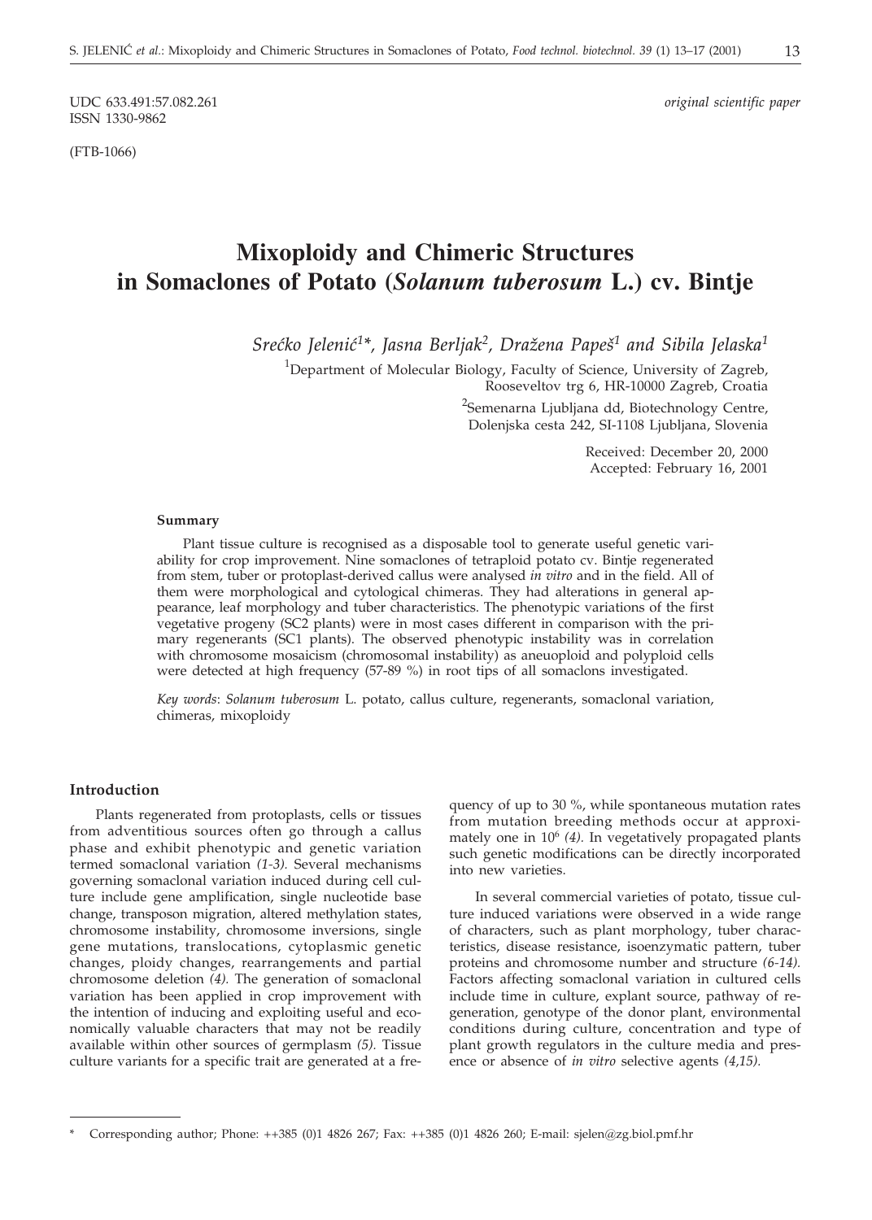UDC 633.491:57.082.261
ISSN 1330-9862

*original scientific paper*

(FTB-1066)

# Mixoploidy and Chimeric Structures in Somaclones of Potato (*Solanum tuberosum* L.) cv. Bintje

*Srećko Jelenić[1]\*, Jasna Berljak[2], Dražena Papeš[1] and Sibila Jelaska[1]*

[1]Department of Molecular Biology, Faculty of Science, University of Zagreb, Rooseveltov trg 6, HR-10000 Zagreb, Croatia

[2]Semenarna Ljubljana dd, Biotechnology Centre, Dolenjska cesta 242, SI-1108 Ljubljana, Slovenia

Received: December 20, 2000
Accepted: February 16, 2001

### Summary

Plant tissue culture is recognised as a disposable tool to generate useful genetic variability for crop improvement. Nine somaclones of tetraploid potato cv. Bintje regenerated from stem, tuber or protoplast-derived callus were analysed *in vitro* and in the field. All of them were morphological and cytological chimeras. They had alterations in general appearance, leaf morphology and tuber characteristics. The phenotypic variations of the first vegetative progeny (SC2 plants) were in most cases different in comparison with the primary regenerants (SC1 plants). The observed phenotypic instability was in correlation with chromosome mosaicism (chromosomal instability) as aneuoploid and polyploid cells were detected at high frequency (57-89 %) in root tips of all somaclons investigated.

*Key words*: *Solanum tuberosum* L. potato, callus culture, regenerants, somaclonal variation, chimeras, mixoploidy

## Introduction

Plants regenerated from protoplasts, cells or tissues from adventitious sources often go through a callus phase and exhibit phenotypic and genetic variation termed somaclonal variation *(1-3).* Several mechanisms governing somaclonal variation induced during cell culture include gene amplification, single nucleotide base change, transposon migration, altered methylation states, chromosome instability, chromosome inversions, single gene mutations, translocations, cytoplasmic genetic changes, ploidy changes, rearrangements and partial chromosome deletion *(4).* The generation of somaclonal variation has been applied in crop improvement with the intention of inducing and exploiting useful and economically valuable characters that may not be readily available within other sources of germplasm *(5).* Tissue culture variants for a specific trait are generated at a frequency of up to 30 %, while spontaneous mutation rates from mutation breeding methods occur at approximately one in $10^6$ *(4).* In vegetatively propagated plants such genetic modifications can be directly incorporated into new varieties.

In several commercial varieties of potato, tissue culture induced variations were observed in a wide range of characters, such as plant morphology, tuber characteristics, disease resistance, isoenzymatic pattern, tuber proteins and chromosome number and structure *(6-14).* Factors affecting somaclonal variation in cultured cells include time in culture, explant source, pathway of regeneration, genotype of the donor plant, environmental conditions during culture, concentration and type of plant growth regulators in the culture media and presence or absence of *in vitro* selective agents *(4,15).*

\* Corresponding author; Phone: ++385 (0)1 4826 267; Fax: ++385 (0)1 4826 260; E-mail: sjelen@zg.biol.pmf.hr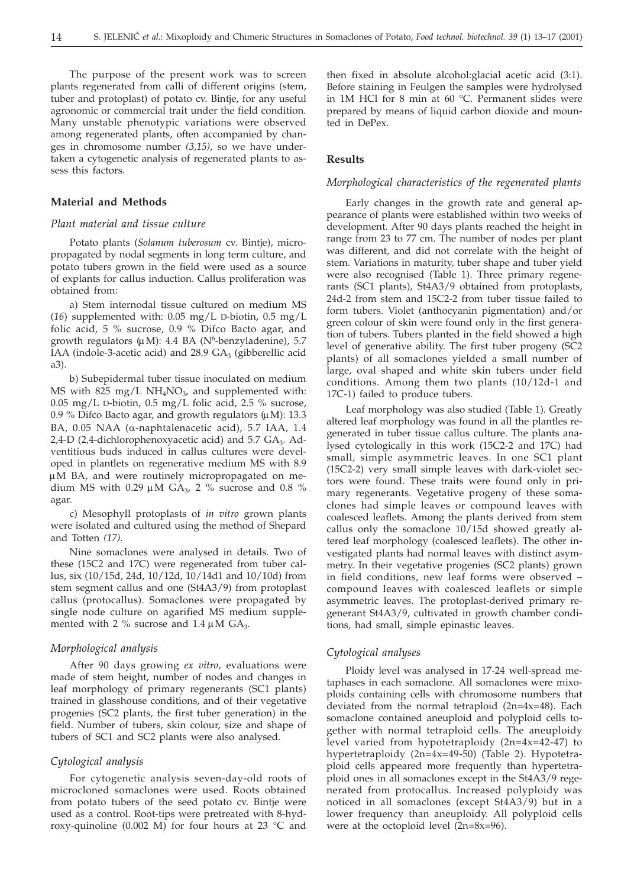The purpose of the present work was to screen plants regenerated from calli of different origins (stem, tuber and protoplast) of potato cv. Bintje, for any useful agronomic or commercial trait under the field condition. Many unstable phenotypic variations were observed among regenerated plants, often accompanied by changes in chromosome number *(3,15)*, so we have undertaken a cytogenetic analysis of regenerated plants to assess this factors.

## Material and Methods

### *Plant material and tissue culture*

Potato plants (*Solanum tuberosum* cv. Bintje), micropropagated by nodal segments in long term culture, and potato tubers grown in the field were used as a source of explants for callus induction. Callus proliferation was obtained from:

a) Stem internodal tissue cultured on medium MS (*16*) supplemented with: 0.05 mg/L D-biotin, 0.5 mg/L folic acid, 5 % sucrose, 0.9 % Difco Bacto agar, and growth regulators (μM): 4.4 BA ($N^6$-benzyladenine), 5.7 IAA (indole-3-acetic acid) and 28.9 $GA_3$ (gibberellic acid a3).

b) Subepidermal tuber tissue inoculated on medium MS with 825 mg/L $NH_4NO_3$, and supplemented with: 0.05 mg/L D-biotin, 0.5 mg/L folic acid, 2.5 % sucrose, 0.9 % Difco Bacto agar, and growth regulators (μM): 13.3 BA, 0.05 NAA (α-naphtalenacetic acid), 5.7 IAA, 1.4 2,4-D (2,4-dichlorophenoxyacetic acid) and 5.7 $GA_3$. Adventitious buds induced in callus cultures were developed in plantlets on regenerative medium MS with 8.9 μM BA, and were routinely micropropagated on medium MS with 0.29 μM $GA_3$, 2 % sucrose and 0.8 % agar.

c) Mesophyll protoplasts of *in vitro* grown plants were isolated and cultured using the method of Shepard and Totten *(17)*.

Nine somaclones were analysed in details. Two of these (15C2 and 17C) were regenerated from tuber callus, six (10/15d, 24d, 10/12d, 10/14d1 and 10/10d) from stem segment callus and one (St4A3/9) from protoplast callus (protocallus). Somaclones were propagated by single node culture on agarified MS medium supplemented with 2 % sucrose and 1.4 μM $GA_3$.

### *Morphological analysis*

After 90 days growing *ex vitro*, evaluations were made of stem height, number of nodes and changes in leaf morphology of primary regenerants (SC1 plants) trained in glasshouse conditions, and of their vegetative progenies (SC2 plants, the first tuber generation) in the field. Number of tubers, skin colour, size and shape of tubers of SC1 and SC2 plants were also analysed.

### *Cytological analysis*

For cytogenetic analysis seven-day-old roots of microcloned somaclones were used. Roots obtained from potato tubers of the seed potato cv. Bintje were used as a control. Root-tips were pretreated with 8-hydroxy-quinoline (0.002 M) for four hours at 23 °C and then fixed in absolute alcohol:glacial acetic acid (3:1). Before staining in Feulgen the samples were hydrolysed in 1M HCl for 8 min at 60 °C. Permanent slides were prepared by means of liquid carbon dioxide and mounted in DePex.

## Results

### *Morphological characteristics of the regenerated plants*

Early changes in the growth rate and general appearance of plants were established within two weeks of development. After 90 days plants reached the height in range from 23 to 77 cm. The number of nodes per plant was different, and did not correlate with the height of stem. Variations in maturity, tuber shape and tuber yield were also recognised (Table 1). Three primary regenerants (SC1 plants), St4A3/9 obtained from protoplasts, 24d-2 from stem and 15C2-2 from tuber tissue failed to form tubers. Violet (anthocyanin pigmentation) and/or green colour of skin were found only in the first generation of tubers. Tubers planted in the field showed a high level of generative ability. The first tuber progeny (SC2 plants) of all somaclones yielded a small number of large, oval shaped and white skin tubers under field conditions. Among them two plants (10/12d-1 and 17C-1) failed to produce tubers.

Leaf morphology was also studied (Table 1). Greatly altered leaf morphology was found in all the plantles regenerated in tuber tissue callus culture. The plants analysed cytologically in this work (15C2-2 and 17C) had small, simple asymmetric leaves. In one SC1 plant (15C2-2) very small simple leaves with dark-violet sectors were found. These traits were found only in primary regenerants. Vegetative progeny of these somaclones had simple leaves or compound leaves with coalesced leaflets. Among the plants derived from stem callus only the somaclone 10/15d showed greatly altered leaf morphology (coalesced leaflets). The other investigated plants had normal leaves with distinct asymmetry. In their vegetative progenies (SC2 plants) grown in field conditions, new leaf forms were observed – compound leaves with coalesced leaflets or simple asymmetric leaves. The protoplast-derived primary regenerant St4A3/9, cultivated in growth chamber conditions, had small, simple epinastic leaves.

### *Cytological analyses*

Ploidy level was analysed in 17-24 well-spread metaphases in each somaclone. All somaclones were mixoploids containing cells with chromosome numbers that deviated from the normal tetraploid (2n=4x=48). Each somaclone contained aneuploid and polyploid cells together with normal tetraploid cells. The aneuploidy level varied from hypotetraploidy (2n=4x=42-47) to hypertetraploidy (2n=4x=49-50) (Table 2). Hypotetraploid cells appeared more frequently than hypertetraploid ones in all somaclones except in the St4A3/9 regenerated from protocallus. Increased polyploidy was noticed in all somaclones (except St4A3/9) but in a lower frequency than aneuploidy. All polyploid cells were at the octoploid level (2n=8x=96).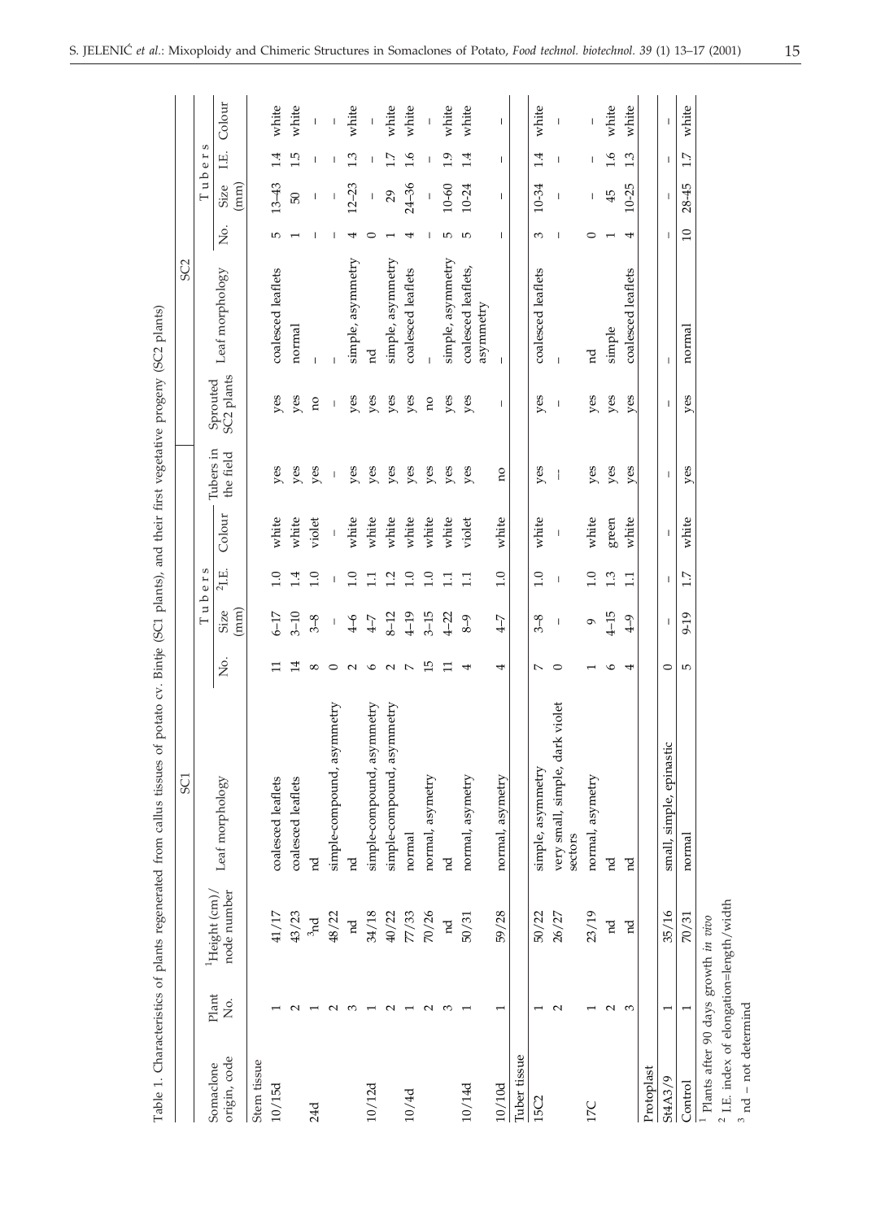Table 1. Characteristics of plants regenerated from callus tissues of potato cv. Bintje (SC1 plants), and their first vegetative progeny (SC2 plants)

| Somaclone origin, code | Plant No. | [1]Height (cm)/ node number | SC1 Leaf morphology | SC1 Tubers No. | SC1 Tubers Size (mm) | SC1 Tubers [2]I.E. | SC1 Tubers Colour | Tubers in the field | Sprouted SC2 plants | SC2 Leaf morphology | SC2 Tubers No. | SC2 Tubers Size (mm) | SC2 Tubers I.E. | SC2 Tubers Colour |
|---|---|---|---|---|---|---|---|---|---|---|---|---|---|---|
| Stem tissue | | | | | | | | | | | | | | |
| 10/15d | 1 | 41/17 | coalesced leaflets | 11 | 6–17 | 1.0 | white | yes | yes | coalesced leaflets | 5 | 13–43 | 1.4 | white |
| | 2 | 43/23 | coalesced leaflets | 14 | 3–10 | 1.4 | white | yes | yes | normal | 1 | 50 | 1.5 | white |
| 24d | 1 | [3]nd | nd | 8 | 3–8 | 1.0 | violet | yes | no | – | – | – | – | – |
| | 2 | 48/22 | simple-compound, asymmetry | 0 | – | – | – | – | – | – | – | – | – | – |
| | 3 | nd | nd | 2 | 4–6 | 1.0 | white | yes | yes | simple, asymmetry | 4 | 12–23 | 1.3 | white |
| 10/12d | 1 | 34/18 | simple-compound, asymmetry | 6 | 4–7 | 1.1 | white | yes | yes | nd | 0 | – | – | – |
| | 2 | 40/22 | simple-compound, asymmetry | 2 | 8–12 | 1.2 | white | yes | yes | simple, asymmetry | 1 | 29 | 1.7 | white |
| 10/4d | 1 | 77/33 | normal | 7 | 4–19 | 1.0 | white | yes | yes | coalesced leaflets | 4 | 24–36 | 1.6 | white |
| | 2 | 70/26 | normal, asymetry | 15 | 3–15 | 1.0 | white | yes | no | – | – | – | – | – |
| | 3 | nd | nd | 11 | 4–22 | 1.1 | white | yes | yes | simple, asymmetry | 5 | 10-60 | 1.9 | white |
| 10/14d | 1 | 50/31 | normal, asymetry | 4 | 8–9 | 1.1 | violet | yes | yes | coalesced leaflets, asymmetry | 5 | 10-24 | 1.4 | white |
| 10/10d | 1 | 59/28 | normal, asymetry | 4 | 4–7 | 1.0 | white | no | – | – | – | – | – | – |
| Tuber tissue | | | | | | | | | | | | | | |
| 15C2 | 1 | 50/22 | simple, asymmetry | 7 | 3–8 | 1.0 | white | yes | yes | coalesced leaflets | 3 | 10-34 | 1.4 | white |
| | 2 | 26/27 | very small, simple, dark violet sectors | 0 | – | – | – | – | – | – | – | – | – | – |
| 17C | 1 | 23/19 | normal, asymetry | 1 | 9 | 1.0 | white | yes | yes | nd | 0 | – | – | – |
| | 2 | nd | nd | 6 | 4–15 | 1.3 | green | yes | yes | simple | 1 | 45 | 1.6 | white |
| | 3 | nd | nd | 4 | 4–9 | 1.1 | white | yes | yes | coalesced leaflets | 4 | 10-25 | 1.3 | white |
| Protoplast | | | | | | | | | | | | | | |
| St4A3/9 | 1 | 35/16 | small, simple, epinastic | 0 | – | – | – | – | – | – | – | – | – | – |
| Control | 1 | 70/31 | normal | 5 | 9-19 | 1.7 | white | yes | yes | normal | 10 | 28-45 | 1.7 | white |

[1] Plants after 90 days growth *in vivo*

[2] I.E. index of elongation=length/width

[3] nd – not determind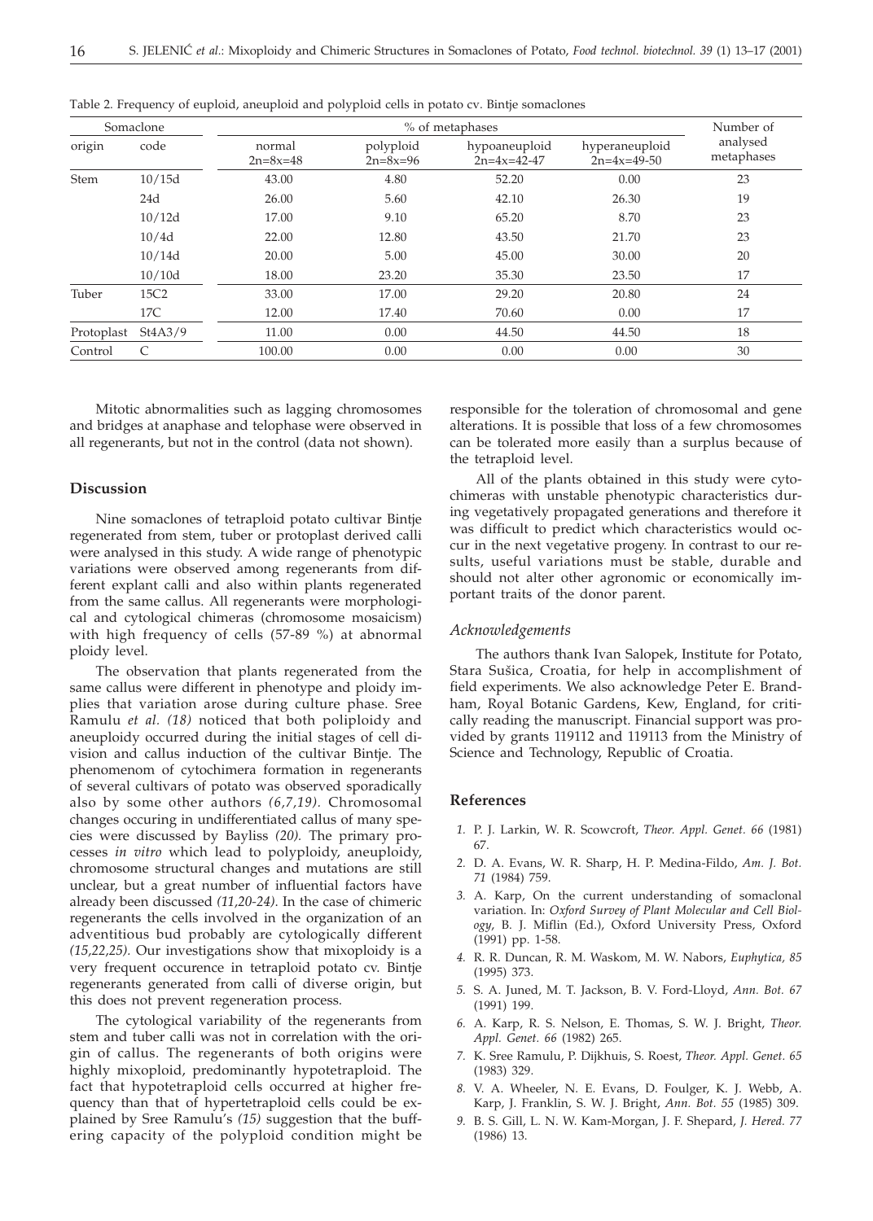Table 2. Frequency of euploid, aneuploid and polyploid cells in potato cv. Bintje somaclones

| Somaclone | | % of metaphases | | | | Number of analysed metaphases |
|---|---|---|---|---|---|---|
| origin | code | normal $2n=8x=48$ | polyploid $2n=8x=96$ | hypoaneuploid $2n=4x=42\text{-}47$ | hyperaneuploid $2n=4x=49\text{-}50$ | |
| Stem | 10/15d | 43.00 | 4.80 | 52.20 | 0.00 | 23 |
| | 24d | 26.00 | 5.60 | 42.10 | 26.30 | 19 |
| | 10/12d | 17.00 | 9.10 | 65.20 | 8.70 | 23 |
| | 10/4d | 22.00 | 12.80 | 43.50 | 21.70 | 23 |
| | 10/14d | 20.00 | 5.00 | 45.00 | 30.00 | 20 |
| | 10/10d | 18.00 | 23.20 | 35.30 | 23.50 | 17 |
| Tuber | 15C2 | 33.00 | 17.00 | 29.20 | 20.80 | 24 |
| | 17C | 12.00 | 17.40 | 70.60 | 0.00 | 17 |
| Protoplast | St4A3/9 | 11.00 | 0.00 | 44.50 | 44.50 | 18 |
| Control | C | 100.00 | 0.00 | 0.00 | 0.00 | 30 |

Mitotic abnormalities such as lagging chromosomes and bridges at anaphase and telophase were observed in all regenerants, but not in the control (data not shown).

## Discussion

Nine somaclones of tetraploid potato cultivar Bintje regenerated from stem, tuber or protoplast derived calli were analysed in this study. A wide range of phenotypic variations were observed among regenerants from different explant calli and also within plants regenerated from the same callus. All regenerants were morphological and cytological chimeras (chromosome mosaicism) with high frequency of cells (57-89 %) at abnormal ploidy level.

The observation that plants regenerated from the same callus were different in phenotype and ploidy implies that variation arose during culture phase. Sree Ramulu *et al.* *(18)* noticed that both poliploidy and aneuploidy occurred during the initial stages of cell division and callus induction of the cultivar Bintje. The phenomenom of cytochimera formation in regenerants of several cultivars of potato was observed sporadically also by some other authors *(6,7,19)*. Chromosomal changes occuring in undifferentiated callus of many species were discussed by Bayliss *(20)*. The primary processes *in vitro* which lead to polyploidy, aneuploidy, chromosome structural changes and mutations are still unclear, but a great number of influential factors have already been discussed *(11,20-24)*. In the case of chimeric regenerants the cells involved in the organization of an adventitious bud probably are cytologically different *(15,22,25)*. Our investigations show that mixoploidy is a very frequent occurence in tetraploid potato cv. Bintje regenerants generated from calli of diverse origin, but this does not prevent regeneration process.

The cytological variability of the regenerants from stem and tuber calli was not in correlation with the origin of callus. The regenerants of both origins were highly mixoploid, predominantly hypotetraploid. The fact that hypotetraploid cells occurred at higher frequency than that of hypertetraploid cells could be explained by Sree Ramulu's *(15)* suggestion that the buffering capacity of the polyploid condition might be responsible for the toleration of chromosomal and gene alterations. It is possible that loss of a few chromosomes can be tolerated more easily than a surplus because of the tetraploid level.

All of the plants obtained in this study were cytochimeras with unstable phenotypic characteristics during vegetatively propagated generations and therefore it was difficult to predict which characteristics would occur in the next vegetative progeny. In contrast to our results, useful variations must be stable, durable and should not alter other agronomic or economically important traits of the donor parent.

### *Acknowledgements*

The authors thank Ivan Salopek, Institute for Potato, Stara Sušica, Croatia, for help in accomplishment of field experiments. We also acknowledge Peter E. Brandham, Royal Botanic Gardens, Kew, England, for critically reading the manuscript. Financial support was provided by grants 119112 and 119113 from the Ministry of Science and Technology, Republic of Croatia.

## References

1. P. J. Larkin, W. R. Scowcroft, *Theor. Appl. Genet. 66* (1981) 67.
2. D. A. Evans, W. R. Sharp, H. P. Medina-Fildo, *Am. J. Bot. 71* (1984) 759.
3. A. Karp, On the current understanding of somaclonal variation. In: *Oxford Survey of Plant Molecular and Cell Biology*, B. J. Miflin (Ed.), Oxford University Press, Oxford (1991) pp. 1-58.
4. R. R. Duncan, R. M. Waskom, M. W. Nabors, *Euphytica, 85* (1995) 373.
5. S. A. Juned, M. T. Jackson, B. V. Ford-Lloyd, *Ann. Bot. 67* (1991) 199.
6. A. Karp, R. S. Nelson, E. Thomas, S. W. J. Bright, *Theor. Appl. Genet. 66* (1982) 265.
7. K. Sree Ramulu, P. Dijkhuis, S. Roest, *Theor. Appl. Genet. 65* (1983) 329.
8. V. A. Wheeler, N. E. Evans, D. Foulger, K. J. Webb, A. Karp, J. Franklin, S. W. J. Bright, *Ann. Bot. 55* (1985) 309.
9. B. S. Gill, L. N. W. Kam-Morgan, J. F. Shepard, *J. Hered. 77* (1986) 13.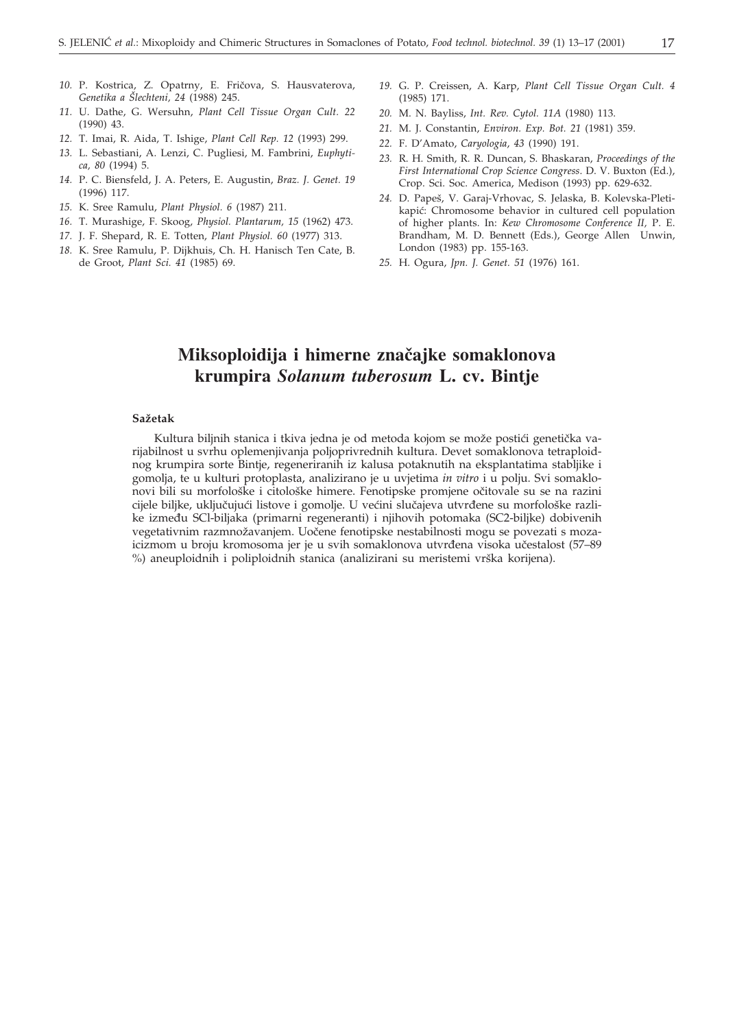10. P. Kostrica, Z. Opatrny, E. Fričova, S. Hausvaterova, *Genetika a Šlechteni, 24* (1988) 245.
11. U. Dathe, G. Wersuhn, *Plant Cell Tissue Organ Cult. 22* (1990) 43.
12. T. Imai, R. Aida, T. Ishige, *Plant Cell Rep. 12* (1993) 299.
13. L. Sebastiani, A. Lenzi, C. Pugliesi, M. Fambrini, *Euphytica, 80* (1994) 5.
14. P. C. Biensfeld, J. A. Peters, E. Augustin, *Braz. J. Genet. 19* (1996) 117.
15. K. Sree Ramulu, *Plant Physiol. 6* (1987) 211.
16. T. Murashige, F. Skoog, *Physiol. Plantarum, 15* (1962) 473.
17. J. F. Shepard, R. E. Totten, *Plant Physiol. 60* (1977) 313.
18. K. Sree Ramulu, P. Dijkhuis, Ch. H. Hanisch Ten Cate, B. de Groot, *Plant Sci. 41* (1985) 69.
19. G. P. Creissen, A. Karp, *Plant Cell Tissue Organ Cult. 4* (1985) 171.
20. M. N. Bayliss, *Int. Rev. Cytol. 11A* (1980) 113.
21. M. J. Constantin, *Environ. Exp. Bot. 21* (1981) 359.
22. F. D'Amato, *Caryologia, 43* (1990) 191.
23. R. H. Smith, R. R. Duncan, S. Bhaskaran, *Proceedings of the First International Crop Science Congress.* D. V. Buxton (Ed.), Crop. Sci. Soc. America, Medison (1993) pp. 629-632.
24. D. Papeš, V. Garaj-Vrhovac, S. Jelaska, B. Kolevska-Pletikapić: Chromosome behavior in cultured cell population of higher plants. In: *Kew Chromosome Conference II*, P. E. Brandham, M. D. Bennett (Eds.), George Allen Unwin, London (1983) pp. 155-163.
25. H. Ogura, *Jpn. J. Genet. 51* (1976) 161.

# Miksoploidija i himerne značajke somaklonova krumpira *Solanum tuberosum* L. cv. Bintje

### Sažetak

Kultura biljnih stanica i tkiva jedna je od metoda kojom se može postići genetička varijabilnost u svrhu oplemenjivanja poljoprivrednih kultura. Devet somaklonova tetraploidnog krumpira sorte Bintje, regeneriranih iz kalusa potaknutih na eksplantatima stabljike i gomolja, te u kulturi protoplasta, analizirano je u uvjetima *in vitro* i u polju. Svi somaklonovi bili su morfološke i citološke himere. Fenotipske promjene očitovale su se na razini cijele biljke, uključujući listove i gomolje. U većini slučajeva utvrđene su morfološke razlike između SCl-biljaka (primarni regeneranti) i njihovih potomaka (SC2-biljke) dobivenih vegetativnim razmnožavanjem. Uočene fenotipske nestabilnosti mogu se povezati s mozaicizmom u broju kromosoma jer je u svih somaklonova utvrđena visoka učestalost (57–89 %) aneuploidnih i poliploidnih stanica (analizirani su meristemi vrška korijena).